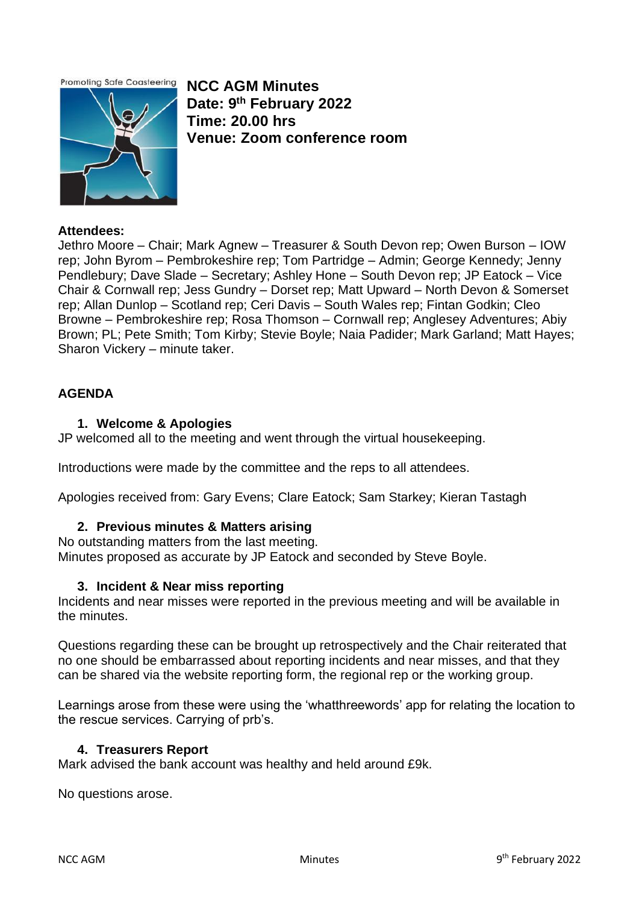Promoting Safe Coasteering

# NCC AGM Minutes
**Date: 9th February 2022**
**Time: 20.00 hrs**
**Venue: Zoom conference room**

**Attendees:**
Jethro Moore – Chair; Mark Agnew – Treasurer & South Devon rep; Owen Burson – IOW rep; John Byrom – Pembrokeshire rep; Tom Partridge – Admin; George Kennedy; Jenny Pendlebury; Dave Slade – Secretary; Ashley Hone – South Devon rep; JP Eatock – Vice Chair & Cornwall rep; Jess Gundry – Dorset rep; Matt Upward – North Devon & Somerset rep; Allan Dunlop – Scotland rep; Ceri Davis – South Wales rep; Fintan Godkin; Cleo Browne – Pembrokeshire rep; Rosa Thomson – Cornwall rep; Anglesey Adventures; Abiy Brown; PL; Pete Smith; Tom Kirby; Stevie Boyle; Naia Padider; Mark Garland; Matt Hayes; Sharon Vickery – minute taker.

## AGENDA

### 1. Welcome & Apologies

JP welcomed all to the meeting and went through the virtual housekeeping.

Introductions were made by the committee and the reps to all attendees.

Apologies received from: Gary Evens; Clare Eatock; Sam Starkey; Kieran Tastagh

### 2. Previous minutes & Matters arising

No outstanding matters from the last meeting.
Minutes proposed as accurate by JP Eatock and seconded by Steve Boyle.

### 3. Incident & Near miss reporting

Incidents and near misses were reported in the previous meeting and will be available in the minutes.

Questions regarding these can be brought up retrospectively and the Chair reiterated that no one should be embarrassed about reporting incidents and near misses, and that they can be shared via the website reporting form, the regional rep or the working group.

Learnings arose from these were using the 'whatthreewords' app for relating the location to the rescue services. Carrying of prb's.

### 4. Treasurers Report

Mark advised the bank account was healthy and held around £9k.

No questions arose.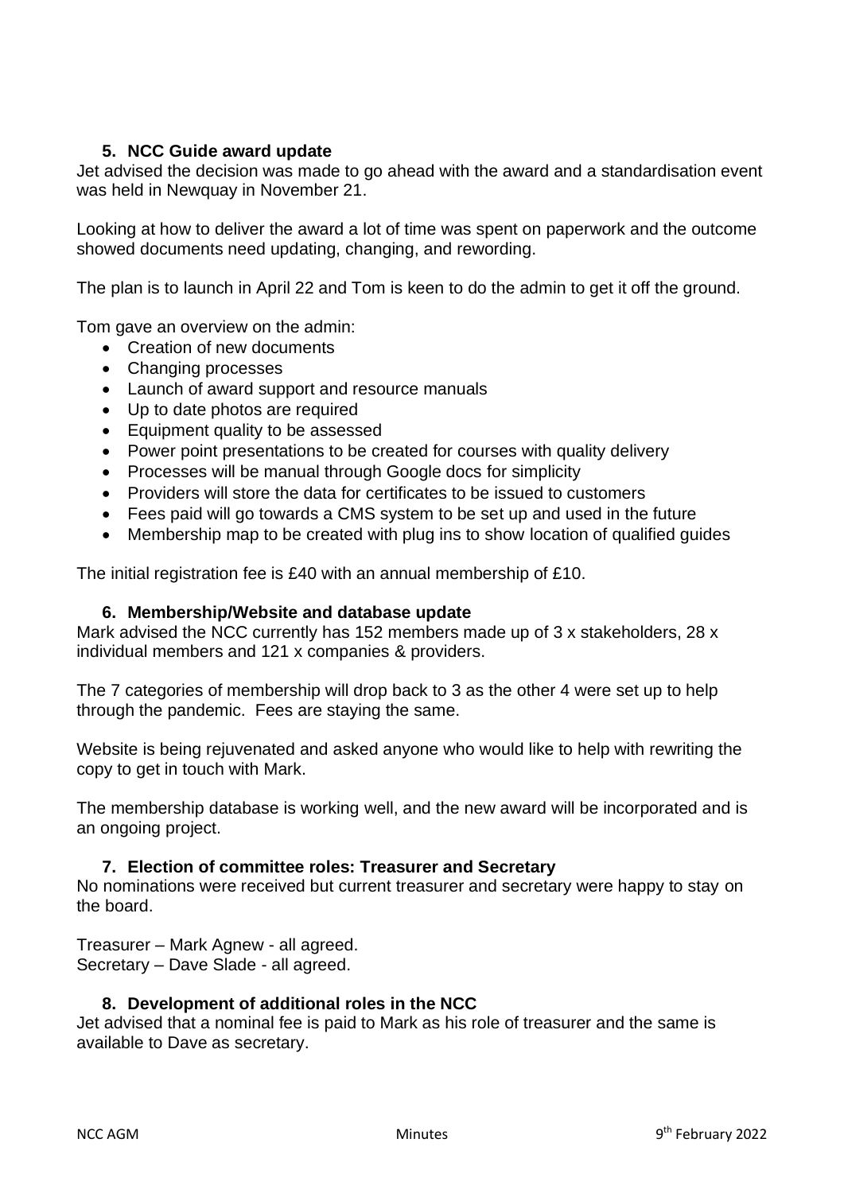## 5. NCC Guide award update

Jet advised the decision was made to go ahead with the award and a standardisation event was held in Newquay in November 21.

Looking at how to deliver the award a lot of time was spent on paperwork and the outcome showed documents need updating, changing, and rewording.

The plan is to launch in April 22 and Tom is keen to do the admin to get it off the ground.

Tom gave an overview on the admin:

- Creation of new documents
- Changing processes
- Launch of award support and resource manuals
- Up to date photos are required
- Equipment quality to be assessed
- Power point presentations to be created for courses with quality delivery
- Processes will be manual through Google docs for simplicity
- Providers will store the data for certificates to be issued to customers
- Fees paid will go towards a CMS system to be set up and used in the future
- Membership map to be created with plug ins to show location of qualified guides

The initial registration fee is £40 with an annual membership of £10.

## 6. Membership/Website and database update

Mark advised the NCC currently has 152 members made up of 3 x stakeholders, 28 x individual members and 121 x companies & providers.

The 7 categories of membership will drop back to 3 as the other 4 were set up to help through the pandemic. Fees are staying the same.

Website is being rejuvenated and asked anyone who would like to help with rewriting the copy to get in touch with Mark.

The membership database is working well, and the new award will be incorporated and is an ongoing project.

## 7. Election of committee roles: Treasurer and Secretary

No nominations were received but current treasurer and secretary were happy to stay on the board.

Treasurer – Mark Agnew - all agreed.
Secretary – Dave Slade - all agreed.

## 8. Development of additional roles in the NCC

Jet advised that a nominal fee is paid to Mark as his role of treasurer and the same is available to Dave as secretary.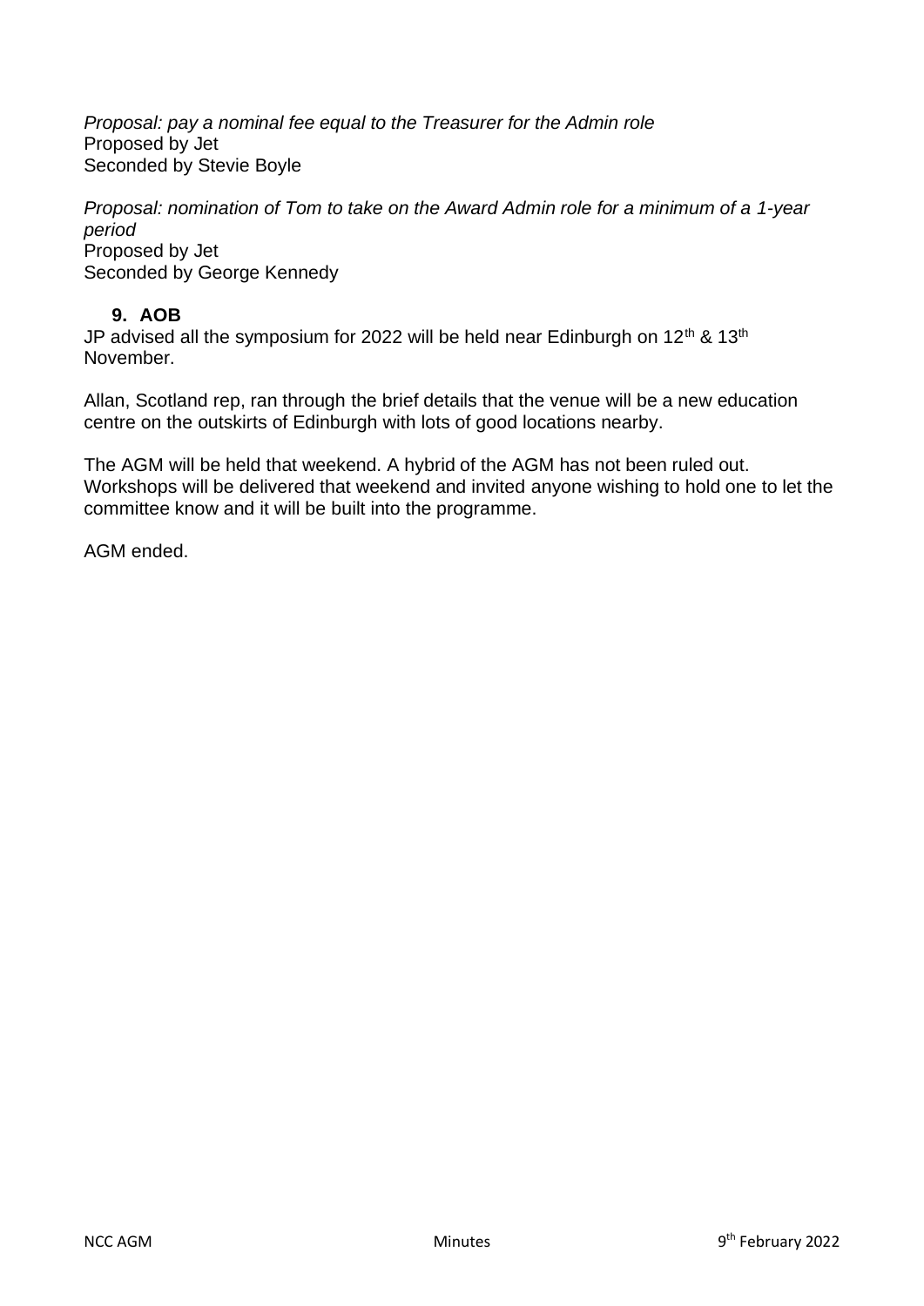*Proposal: pay a nominal fee equal to the Treasurer for the Admin role*
Proposed by Jet
Seconded by Stevie Boyle

*Proposal: nomination of Tom to take on the Award Admin role for a minimum of a 1-year period*
Proposed by Jet
Seconded by George Kennedy

## 9. AOB

JP advised all the symposium for 2022 will be held near Edinburgh on 12th & 13th November.

Allan, Scotland rep, ran through the brief details that the venue will be a new education centre on the outskirts of Edinburgh with lots of good locations nearby.

The AGM will be held that weekend. A hybrid of the AGM has not been ruled out. Workshops will be delivered that weekend and invited anyone wishing to hold one to let the committee know and it will be built into the programme.

AGM ended.